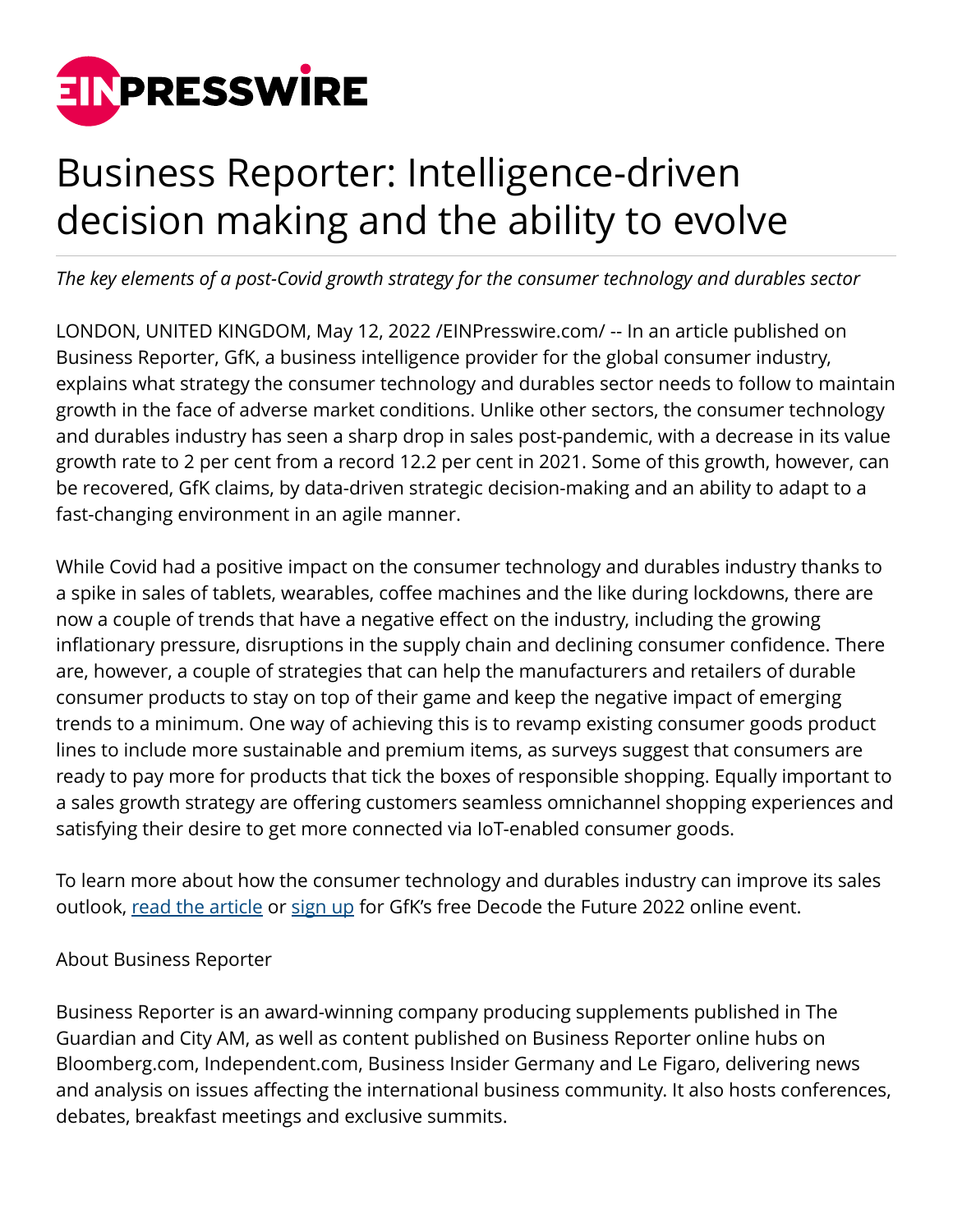# Business Reporter: Intelligence-driven decision making and the ability to evolve

*The key elements of a post-Covid growth strategy for the consumer technology and durables sector*

LONDON, UNITED KINGDOM, May 12, 2022 /EINPresswire.com/ -- In an article published on Business Reporter, GfK, a business intelligence provider for the global consumer industry, explains what strategy the consumer technology and durables sector needs to follow to maintain growth in the face of adverse market conditions. Unlike other sectors, the consumer technology and durables industry has seen a sharp drop in sales post-pandemic, with a decrease in its value growth rate to 2 per cent from a record 12.2 per cent in 2021. Some of this growth, however, can be recovered, GfK claims, by data-driven strategic decision-making and an ability to adapt to a fast-changing environment in an agile manner.

While Covid had a positive impact on the consumer technology and durables industry thanks to a spike in sales of tablets, wearables, coffee machines and the like during lockdowns, there are now a couple of trends that have a negative effect on the industry, including the growing inflationary pressure, disruptions in the supply chain and declining consumer confidence. There are, however, a couple of strategies that can help the manufacturers and retailers of durable consumer products to stay on top of their game and keep the negative impact of emerging trends to a minimum. One way of achieving this is to revamp existing consumer goods product lines to include more sustainable and premium items, as surveys suggest that consumers are ready to pay more for products that tick the boxes of responsible shopping. Equally important to a sales growth strategy are offering customers seamless omnichannel shopping experiences and satisfying their desire to get more connected via IoT-enabled consumer goods.

To learn more about how the consumer technology and durables industry can improve its sales outlook, read the article or sign up for GfK's free Decode the Future 2022 online event.

About Business Reporter

Business Reporter is an award-winning company producing supplements published in The Guardian and City AM, as well as content published on Business Reporter online hubs on Bloomberg.com, Independent.com, Business Insider Germany and Le Figaro, delivering news and analysis on issues affecting the international business community. It also hosts conferences, debates, breakfast meetings and exclusive summits.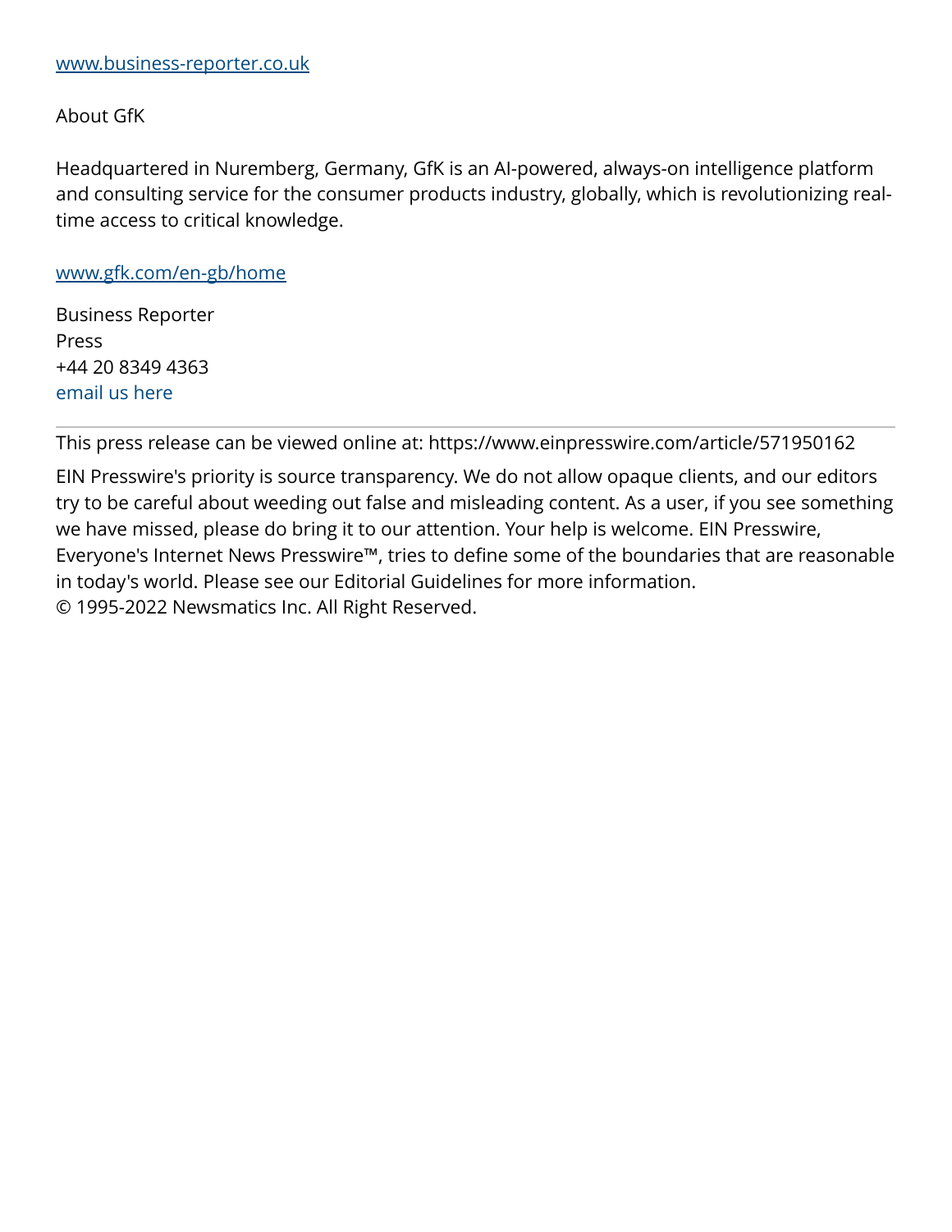www.business-reporter.co.uk

About GfK

Headquartered in Nuremberg, Germany, GfK is an AI-powered, always-on intelligence platform and consulting service for the consumer products industry, globally, which is revolutionizing real-time access to critical knowledge.

www.gfk.com/en-gb/home

Business Reporter
Press
+44 20 8349 4363
email us here

---

This press release can be viewed online at: https://www.einpresswire.com/article/571950162

EIN Presswire's priority is source transparency. We do not allow opaque clients, and our editors try to be careful about weeding out false and misleading content. As a user, if you see something we have missed, please do bring it to our attention. Your help is welcome. EIN Presswire, Everyone's Internet News Presswire™, tries to define some of the boundaries that are reasonable in today's world. Please see our Editorial Guidelines for more information.
© 1995-2022 Newsmatics Inc. All Right Reserved.